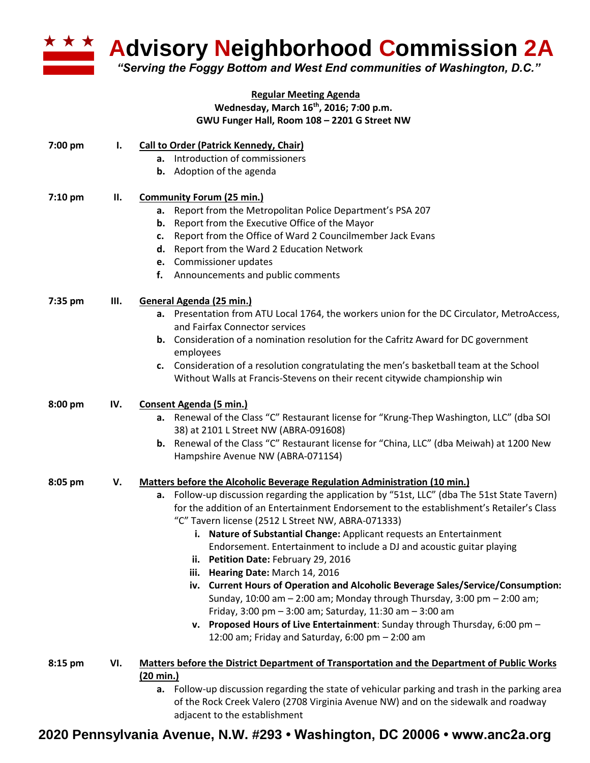# Advisory Neighborhood Commission 2A

*"Serving the Foggy Bottom and West End communities of Washington, D.C."*

**Regular Meeting Agenda**
**Wednesday, March 16th, 2016; 7:00 p.m.**
**GWU Funger Hall, Room 108 – 2201 G Street NW**

**7:00 pm — I. Call to Order (Patrick Kennedy, Chair)**

- **a.** Introduction of commissioners
- **b.** Adoption of the agenda

**7:10 pm — II. Community Forum (25 min.)**

- **a.** Report from the Metropolitan Police Department's PSA 207
- **b.** Report from the Executive Office of the Mayor
- **c.** Report from the Office of Ward 2 Councilmember Jack Evans
- **d.** Report from the Ward 2 Education Network
- **e.** Commissioner updates
- **f.** Announcements and public comments

**7:35 pm — III. General Agenda (25 min.)**

- **a.** Presentation from ATU Local 1764, the workers union for the DC Circulator, MetroAccess, and Fairfax Connector services
- **b.** Consideration of a nomination resolution for the Cafritz Award for DC government employees
- **c.** Consideration of a resolution congratulating the men's basketball team at the School Without Walls at Francis-Stevens on their recent citywide championship win

**8:00 pm — IV. Consent Agenda (5 min.)**

- **a.** Renewal of the Class "C" Restaurant license for "Krung-Thep Washington, LLC" (dba SOI 38) at 2101 L Street NW (ABRA-091608)
- **b.** Renewal of the Class "C" Restaurant license for "China, LLC" (dba Meiwah) at 1200 New Hampshire Avenue NW (ABRA-0711S4)

**8:05 pm — V. Matters before the Alcoholic Beverage Regulation Administration (10 min.)**

- **a.** Follow-up discussion regarding the application by "51st, LLC" (dba The 51st State Tavern) for the addition of an Entertainment Endorsement to the establishment's Retailer's Class "C" Tavern license (2512 L Street NW, ABRA-071333)
  - **i. Nature of Substantial Change:** Applicant requests an Entertainment Endorsement. Entertainment to include a DJ and acoustic guitar playing
  - **ii. Petition Date:** February 29, 2016
  - **iii. Hearing Date:** March 14, 2016
  - **iv. Current Hours of Operation and Alcoholic Beverage Sales/Service/Consumption:** Sunday, 10:00 am – 2:00 am; Monday through Thursday, 3:00 pm – 2:00 am; Friday, 3:00 pm – 3:00 am; Saturday, 11:30 am – 3:00 am
  - **v. Proposed Hours of Live Entertainment**: Sunday through Thursday, 6:00 pm – 12:00 am; Friday and Saturday, 6:00 pm – 2:00 am

**8:15 pm — VI. Matters before the District Department of Transportation and the Department of Public Works (20 min.)**

- **a.** Follow-up discussion regarding the state of vehicular parking and trash in the parking area of the Rock Creek Valero (2708 Virginia Avenue NW) and on the sidewalk and roadway adjacent to the establishment

**2020 Pennsylvania Avenue, N.W. #293 • Washington, DC 20006 • www.anc2a.org**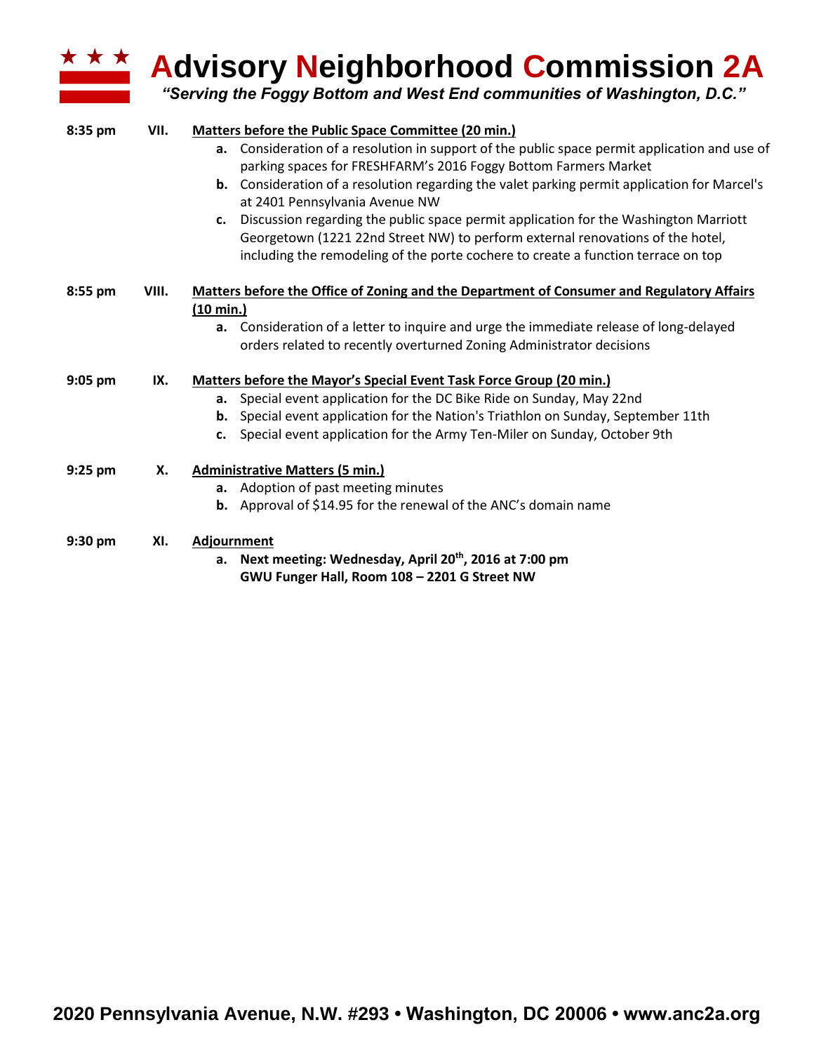# Advisory Neighborhood Commission 2A

*"Serving the Foggy Bottom and West End communities of Washington, D.C."*

**8:35 pm** **VII.** **Matters before the Public Space Committee (20 min.)**

- **a.** Consideration of a resolution in support of the public space permit application and use of parking spaces for FRESHFARM's 2016 Foggy Bottom Farmers Market
- **b.** Consideration of a resolution regarding the valet parking permit application for Marcel's at 2401 Pennsylvania Avenue NW
- **c.** Discussion regarding the public space permit application for the Washington Marriott Georgetown (1221 22nd Street NW) to perform external renovations of the hotel, including the remodeling of the porte cochere to create a function terrace on top

**8:55 pm** **VIII.** **Matters before the Office of Zoning and the Department of Consumer and Regulatory Affairs (10 min.)**

- **a.** Consideration of a letter to inquire and urge the immediate release of long-delayed orders related to recently overturned Zoning Administrator decisions

**9:05 pm** **IX.** **Matters before the Mayor's Special Event Task Force Group (20 min.)**

- **a.** Special event application for the DC Bike Ride on Sunday, May 22nd
- **b.** Special event application for the Nation's Triathlon on Sunday, September 11th
- **c.** Special event application for the Army Ten-Miler on Sunday, October 9th

**9:25 pm** **X.** **Administrative Matters (5 min.)**

- **a.** Adoption of past meeting minutes
- **b.** Approval of $14.95 for the renewal of the ANC's domain name

**9:30 pm** **XI.** **Adjournment**

- **a.** **Next meeting: Wednesday, April 20th, 2016 at 7:00 pm**
  **GWU Funger Hall, Room 108 – 2201 G Street NW**

**2020 Pennsylvania Avenue, N.W. #293 • Washington, DC 20006 • www.anc2a.org**